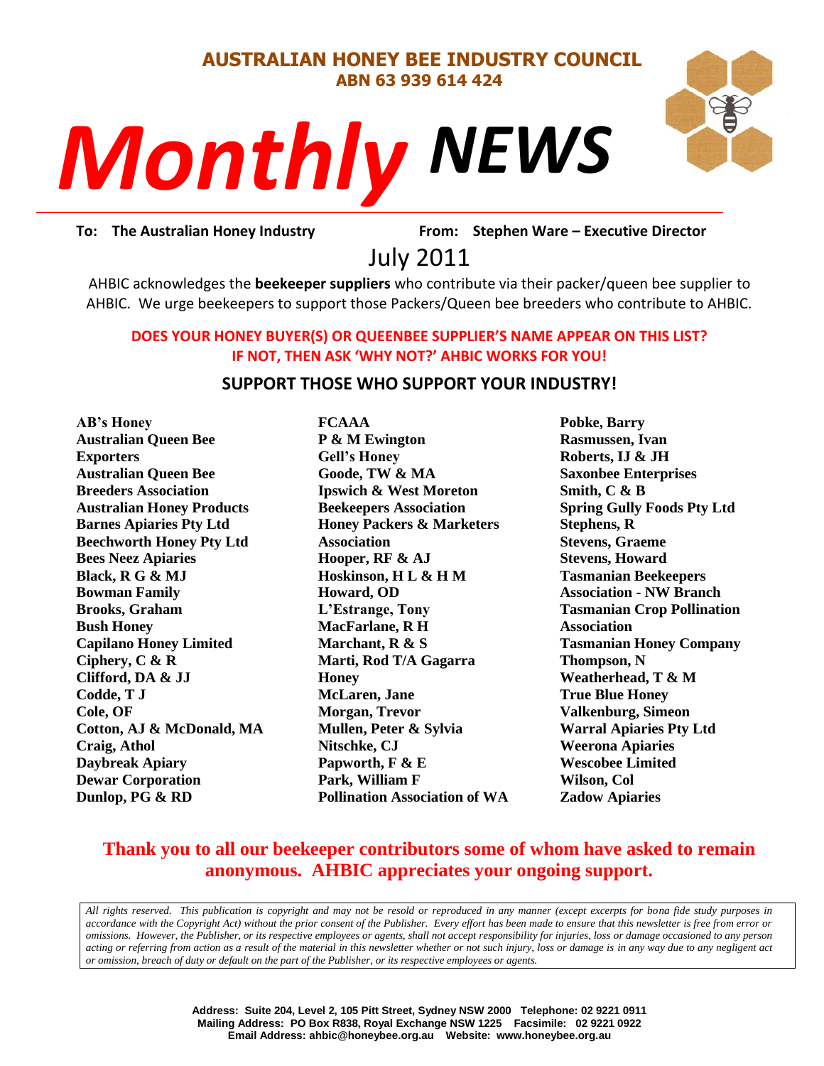# AUSTRALIAN HONEY BEE INDUSTRY COUNCIL

**ABN 63 939 614 424**

# *Monthly NEWS*

**To: The Australian Honey Industry** **From: Stephen Ware – Executive Director**

## July 2011

AHBIC acknowledges the **beekeeper suppliers** who contribute via their packer/queen bee supplier to AHBIC. We urge beekeepers to support those Packers/Queen bee breeders who contribute to AHBIC.

**DOES YOUR HONEY BUYER(S) OR QUEENBEE SUPPLIER'S NAME APPEAR ON THIS LIST? IF NOT, THEN ASK 'WHY NOT?' AHBIC WORKS FOR YOU!**

### SUPPORT THOSE WHO SUPPORT YOUR INDUSTRY!

**AB's Honey**
**Australian Queen Bee Exporters**
**Australian Queen Bee Breeders Association**
**Australian Honey Products**
**Barnes Apiaries Pty Ltd**
**Beechworth Honey Pty Ltd**
**Bees Neez Apiaries**
**Black, R G & MJ**
**Bowman Family**
**Brooks, Graham**
**Bush Honey**
**Capilano Honey Limited**
**Ciphery, C & R**
**Clifford, DA & JJ**
**Codde, T J**
**Cole, OF**
**Cotton, AJ & McDonald, MA**
**Craig, Athol**
**Daybreak Apiary**
**Dewar Corporation**
**Dunlop, PG & RD**
**FCAAA**
**P & M Ewington**
**Gell's Honey**
**Goode, TW & MA**
**Ipswich & West Moreton Beekeepers Association**
**Honey Packers & Marketers Association**
**Hooper, RF & AJ**
**Hoskinson, H L & H M**
**Howard, OD**
**L'Estrange, Tony**
**MacFarlane, R H**
**Marchant, R & S**
**Marti, Rod T/A Gagarra Honey**
**McLaren, Jane**
**Morgan, Trevor**
**Mullen, Peter & Sylvia**
**Nitschke, CJ**
**Papworth, F & E**
**Park, William F**
**Pollination Association of WA**
**Pobke, Barry**
**Rasmussen, Ivan**
**Roberts, IJ & JH**
**Saxonbee Enterprises**
**Smith, C & B**
**Spring Gully Foods Pty Ltd**
**Stephens, R**
**Stevens, Graeme**
**Stevens, Howard**
**Tasmanian Beekeepers Association - NW Branch**
**Tasmanian Crop Pollination Association**
**Tasmanian Honey Company**
**Thompson, N**
**Weatherhead, T & M**
**True Blue Honey**
**Valkenburg, Simeon**
**Warral Apiaries Pty Ltd**
**Weerona Apiaries**
**Wescobee Limited**
**Wilson, Col**
**Zadow Apiaries**

**Thank you to all our beekeeper contributors some of whom have asked to remain anonymous. AHBIC appreciates your ongoing support.**

*All rights reserved. This publication is copyright and may not be resold or reproduced in any manner (except excerpts for bona fide study purposes in accordance with the Copyright Act) without the prior consent of the Publisher. Every effort has been made to ensure that this newsletter is free from error or omissions. However, the Publisher, or its respective employees or agents, shall not accept responsibility for injuries, loss or damage occasioned to any person acting or referring from action as a result of the material in this newsletter whether or not such injury, loss or damage is in any way due to any negligent act or omission, breach of duty or default on the part of the Publisher, or its respective employees or agents.*

**Address: Suite 204, Level 2, 105 Pitt Street, Sydney NSW 2000 Telephone: 02 9221 0911**
**Mailing Address: PO Box R838, Royal Exchange NSW 1225 Facsimile: 02 9221 0922**
**Email Address: ahbic@honeybee.org.au Website: www.honeybee.org.au**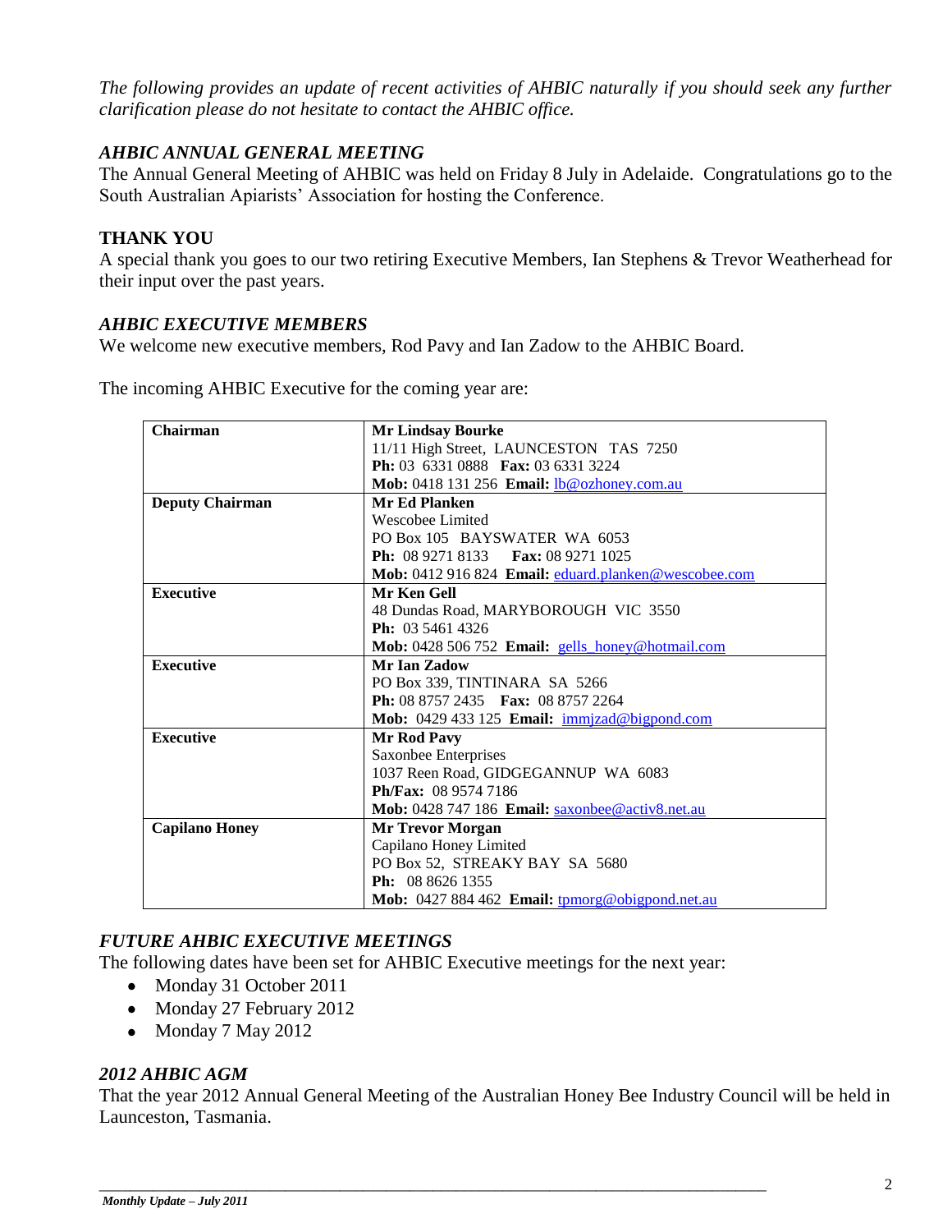*The following provides an update of recent activities of AHBIC naturally if you should seek any further clarification please do not hesitate to contact the AHBIC office.*

### *AHBIC ANNUAL GENERAL MEETING*

The Annual General Meeting of AHBIC was held on Friday 8 July in Adelaide. Congratulations go to the South Australian Apiarists' Association for hosting the Conference.

### THANK YOU

A special thank you goes to our two retiring Executive Members, Ian Stephens & Trevor Weatherhead for their input over the past years.

### *AHBIC EXECUTIVE MEMBERS*

We welcome new executive members, Rod Pavy and Ian Zadow to the AHBIC Board.

The incoming AHBIC Executive for the coming year are:

| | |
|---|---|
| **Chairman** | **Mr Lindsay Bourke**<br>11/11 High Street, LAUNCESTON TAS 7250<br>**Ph:** 03 6331 0888 **Fax:** 03 6331 3224<br>**Mob:** 0418 131 256 **Email:** lb@ozhoney.com.au |
| **Deputy Chairman** | **Mr Ed Planken**<br>Wescobee Limited<br>PO Box 105 BAYSWATER WA 6053<br>**Ph:** 08 9271 8133 **Fax:** 08 9271 1025<br>**Mob:** 0412 916 824 **Email:** eduard.planken@wescobee.com |
| **Executive** | **Mr Ken Gell**<br>48 Dundas Road, MARYBOROUGH VIC 3550<br>**Ph:** 03 5461 4326<br>**Mob:** 0428 506 752 **Email:** gells_honey@hotmail.com |
| **Executive** | **Mr Ian Zadow**<br>PO Box 339, TINTINARA SA 5266<br>**Ph:** 08 8757 2435 **Fax:** 08 8757 2264<br>**Mob:** 0429 433 125 **Email:** immjzad@bigpond.com |
| **Executive** | **Mr Rod Pavy**<br>Saxonbee Enterprises<br>1037 Reen Road, GIDGEGANNUP WA 6083<br>**Ph/Fax:** 08 9574 7186<br>**Mob:** 0428 747 186 **Email:** saxonbee@activ8.net.au |
| **Capilano Honey** | **Mr Trevor Morgan**<br>Capilano Honey Limited<br>PO Box 52, STREAKY BAY SA 5680<br>**Ph:** 08 8626 1355<br>**Mob:** 0427 884 462 **Email:** tpmorg@obigpond.net.au |

### *FUTURE AHBIC EXECUTIVE MEETINGS*

The following dates have been set for AHBIC Executive meetings for the next year:

- Monday 31 October 2011
- Monday 27 February 2012
- Monday 7 May 2012

### *2012 AHBIC AGM*

That the year 2012 Annual General Meeting of the Australian Honey Bee Industry Council will be held in Launceston, Tasmania.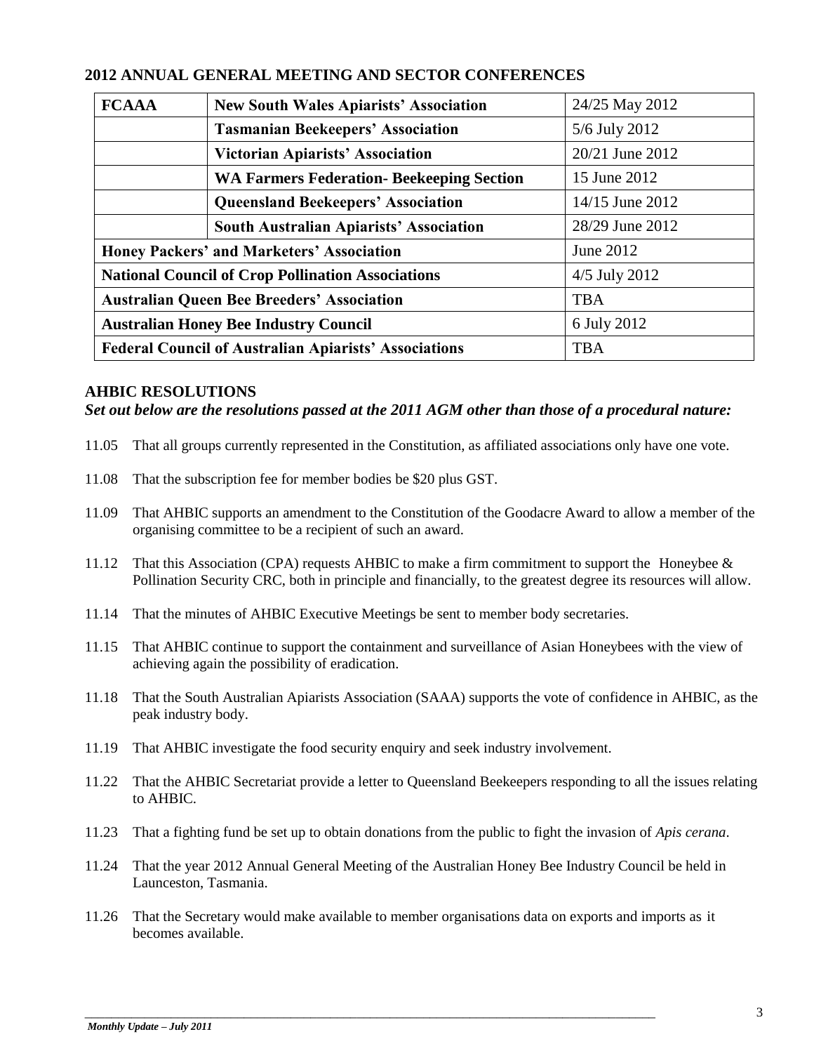## 2012 ANNUAL GENERAL MEETING AND SECTOR CONFERENCES

| FCAAA | New South Wales Apiarists' Association | 24/25 May 2012 |
|---|---|---|
| | Tasmanian Beekeepers' Association | 5/6 July 2012 |
| | Victorian Apiarists' Association | 20/21 June 2012 |
| | WA Farmers Federation- Beekeeping Section | 15 June 2012 |
| | Queensland Beekeepers' Association | 14/15 June 2012 |
| | South Australian Apiarists' Association | 28/29 June 2012 |
| Honey Packers' and Marketers' Association | | June 2012 |
| National Council of Crop Pollination Associations | | 4/5 July 2012 |
| Australian Queen Bee Breeders' Association | | TBA |
| Australian Honey Bee Industry Council | | 6 July 2012 |
| Federal Council of Australian Apiarists' Associations | | TBA |

## AHBIC RESOLUTIONS

***Set out below are the resolutions passed at the 2011 AGM other than those of a procedural nature:***

11.05 That all groups currently represented in the Constitution, as affiliated associations only have one vote.

11.08 That the subscription fee for member bodies be $20 plus GST.

11.09 That AHBIC supports an amendment to the Constitution of the Goodacre Award to allow a member of the organising committee to be a recipient of such an award.

11.12 That this Association (CPA) requests AHBIC to make a firm commitment to support the Honeybee & Pollination Security CRC, both in principle and financially, to the greatest degree its resources will allow.

11.14 That the minutes of AHBIC Executive Meetings be sent to member body secretaries.

11.15 That AHBIC continue to support the containment and surveillance of Asian Honeybees with the view of achieving again the possibility of eradication.

11.18 That the South Australian Apiarists Association (SAAA) supports the vote of confidence in AHBIC, as the peak industry body.

11.19 That AHBIC investigate the food security enquiry and seek industry involvement.

11.22 That the AHBIC Secretariat provide a letter to Queensland Beekeepers responding to all the issues relating to AHBIC.

11.23 That a fighting fund be set up to obtain donations from the public to fight the invasion of *Apis cerana*.

11.24 That the year 2012 Annual General Meeting of the Australian Honey Bee Industry Council be held in Launceston, Tasmania.

11.26 That the Secretary would make available to member organisations data on exports and imports as it becomes available.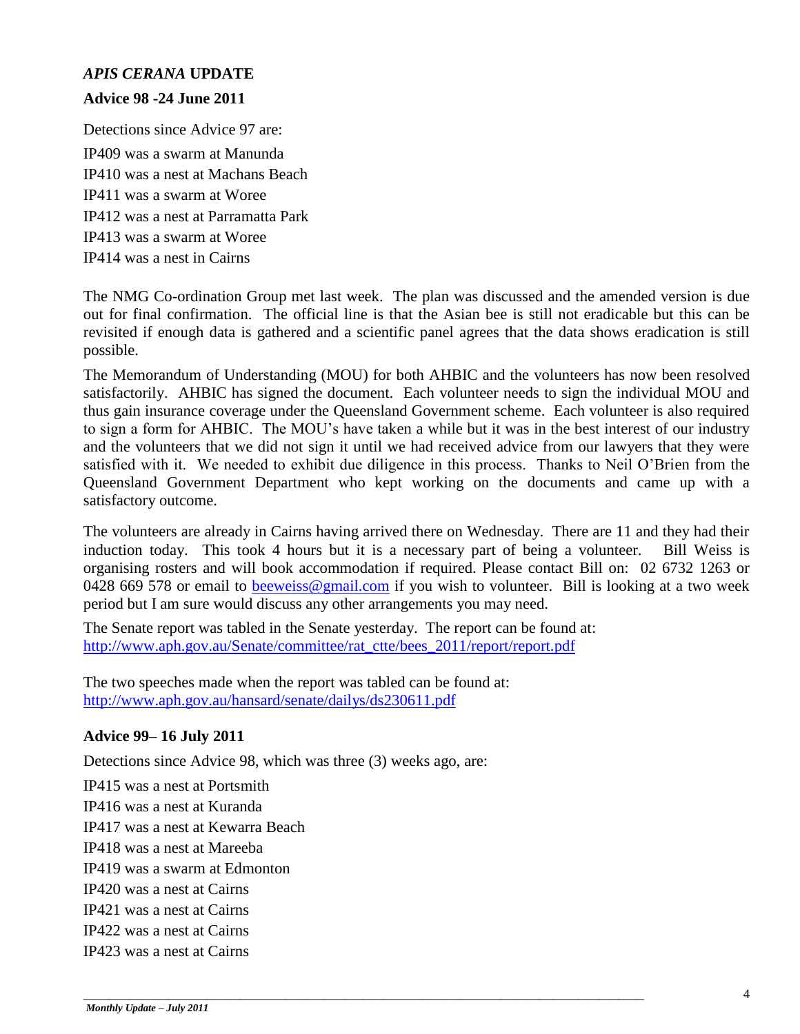## *APIS CERANA* UPDATE

### Advice 98 -24 June 2011

Detections since Advice 97 are:

IP409 was a swarm at Manunda
IP410 was a nest at Machans Beach
IP411 was a swarm at Woree
IP412 was a nest at Parramatta Park
IP413 was a swarm at Woree
IP414 was a nest in Cairns

The NMG Co-ordination Group met last week. The plan was discussed and the amended version is due out for final confirmation. The official line is that the Asian bee is still not eradicable but this can be revisited if enough data is gathered and a scientific panel agrees that the data shows eradication is still possible.

The Memorandum of Understanding (MOU) for both AHBIC and the volunteers has now been resolved satisfactorily. AHBIC has signed the document. Each volunteer needs to sign the individual MOU and thus gain insurance coverage under the Queensland Government scheme. Each volunteer is also required to sign a form for AHBIC. The MOU's have taken a while but it was in the best interest of our industry and the volunteers that we did not sign it until we had received advice from our lawyers that they were satisfied with it. We needed to exhibit due diligence in this process. Thanks to Neil O'Brien from the Queensland Government Department who kept working on the documents and came up with a satisfactory outcome.

The volunteers are already in Cairns having arrived there on Wednesday. There are 11 and they had their induction today. This took 4 hours but it is a necessary part of being a volunteer. Bill Weiss is organising rosters and will book accommodation if required. Please contact Bill on: 02 6732 1263 or 0428 669 578 or email to beeweiss@gmail.com if you wish to volunteer. Bill is looking at a two week period but I am sure would discuss any other arrangements you may need.

The Senate report was tabled in the Senate yesterday. The report can be found at:
http://www.aph.gov.au/Senate/committee/rat_ctte/bees_2011/report/report.pdf

The two speeches made when the report was tabled can be found at:
http://www.aph.gov.au/hansard/senate/dailys/ds230611.pdf

### Advice 99– 16 July 2011

Detections since Advice 98, which was three (3) weeks ago, are:

IP415 was a nest at Portsmith
IP416 was a nest at Kuranda
IP417 was a nest at Kewarra Beach
IP418 was a nest at Mareeba
IP419 was a swarm at Edmonton
IP420 was a nest at Cairns
IP421 was a nest at Cairns
IP422 was a nest at Cairns
IP423 was a nest at Cairns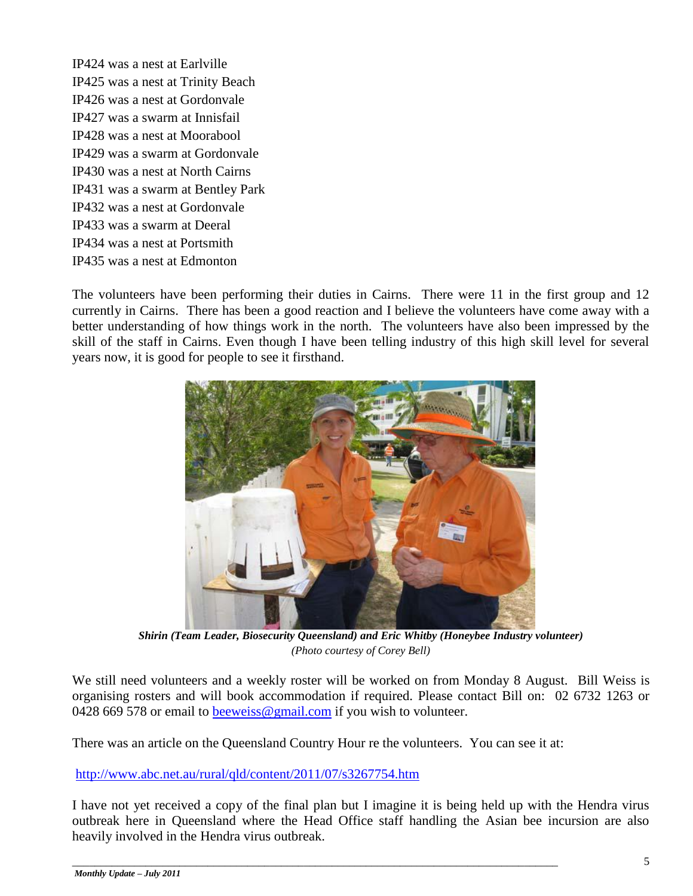IP424 was a nest at Earlville
IP425 was a nest at Trinity Beach
IP426 was a nest at Gordonvale
IP427 was a swarm at Innisfail
IP428 was a nest at Moorabool
IP429 was a swarm at Gordonvale
IP430 was a nest at North Cairns
IP431 was a swarm at Bentley Park
IP432 was a nest at Gordonvale
IP433 was a swarm at Deeral
IP434 was a nest at Portsmith
IP435 was a nest at Edmonton

The volunteers have been performing their duties in Cairns. There were 11 in the first group and 12 currently in Cairns. There has been a good reaction and I believe the volunteers have come away with a better understanding of how things work in the north. The volunteers have also been impressed by the skill of the staff in Cairns. Even though I have been telling industry of this high skill level for several years now, it is good for people to see it firsthand.

***Shirin (Team Leader, Biosecurity Queensland) and Eric Whitby (Honeybee Industry volunteer)***
*(Photo courtesy of Corey Bell)*

We still need volunteers and a weekly roster will be worked on from Monday 8 August. Bill Weiss is organising rosters and will book accommodation if required. Please contact Bill on: 02 6732 1263 or 0428 669 578 or email to beeweiss@gmail.com if you wish to volunteer.

There was an article on the Queensland Country Hour re the volunteers. You can see it at:

http://www.abc.net.au/rural/qld/content/2011/07/s3267754.htm

I have not yet received a copy of the final plan but I imagine it is being held up with the Hendra virus outbreak here in Queensland where the Head Office staff handling the Asian bee incursion are also heavily involved in the Hendra virus outbreak.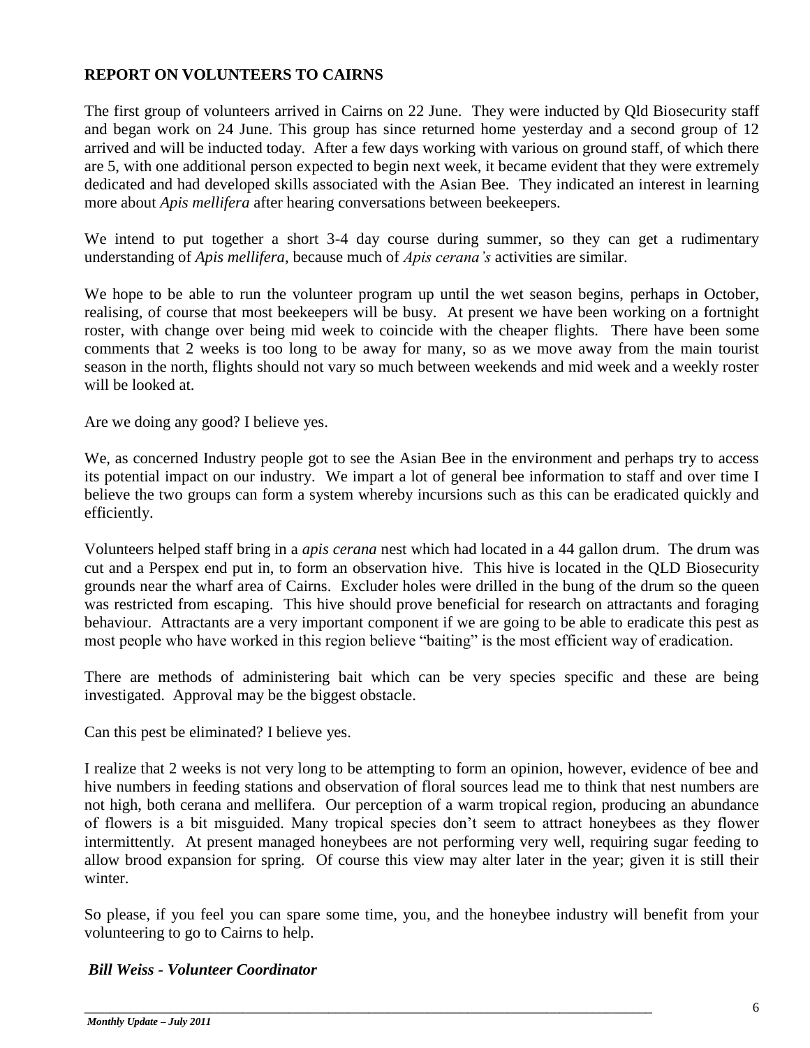**REPORT ON VOLUNTEERS TO CAIRNS**

The first group of volunteers arrived in Cairns on 22 June. They were inducted by Qld Biosecurity staff and began work on 24 June. This group has since returned home yesterday and a second group of 12 arrived and will be inducted today. After a few days working with various on ground staff, of which there are 5, with one additional person expected to begin next week, it became evident that they were extremely dedicated and had developed skills associated with the Asian Bee. They indicated an interest in learning more about *Apis mellifera* after hearing conversations between beekeepers.

We intend to put together a short 3-4 day course during summer, so they can get a rudimentary understanding of *Apis mellifera*, because much of *Apis cerana's* activities are similar.

We hope to be able to run the volunteer program up until the wet season begins, perhaps in October, realising, of course that most beekeepers will be busy. At present we have been working on a fortnight roster, with change over being mid week to coincide with the cheaper flights. There have been some comments that 2 weeks is too long to be away for many, so as we move away from the main tourist season in the north, flights should not vary so much between weekends and mid week and a weekly roster will be looked at.

Are we doing any good? I believe yes.

We, as concerned Industry people got to see the Asian Bee in the environment and perhaps try to access its potential impact on our industry. We impart a lot of general bee information to staff and over time I believe the two groups can form a system whereby incursions such as this can be eradicated quickly and efficiently.

Volunteers helped staff bring in a *apis cerana* nest which had located in a 44 gallon drum. The drum was cut and a Perspex end put in, to form an observation hive. This hive is located in the QLD Biosecurity grounds near the wharf area of Cairns. Excluder holes were drilled in the bung of the drum so the queen was restricted from escaping. This hive should prove beneficial for research on attractants and foraging behaviour. Attractants are a very important component if we are going to be able to eradicate this pest as most people who have worked in this region believe "baiting" is the most efficient way of eradication.

There are methods of administering bait which can be very species specific and these are being investigated. Approval may be the biggest obstacle.

Can this pest be eliminated? I believe yes.

I realize that 2 weeks is not very long to be attempting to form an opinion, however, evidence of bee and hive numbers in feeding stations and observation of floral sources lead me to think that nest numbers are not high, both cerana and mellifera. Our perception of a warm tropical region, producing an abundance of flowers is a bit misguided. Many tropical species don't seem to attract honeybees as they flower intermittently. At present managed honeybees are not performing very well, requiring sugar feeding to allow brood expansion for spring. Of course this view may alter later in the year; given it is still their winter.

So please, if you feel you can spare some time, you, and the honeybee industry will benefit from your volunteering to go to Cairns to help.

***Bill Weiss - Volunteer Coordinator***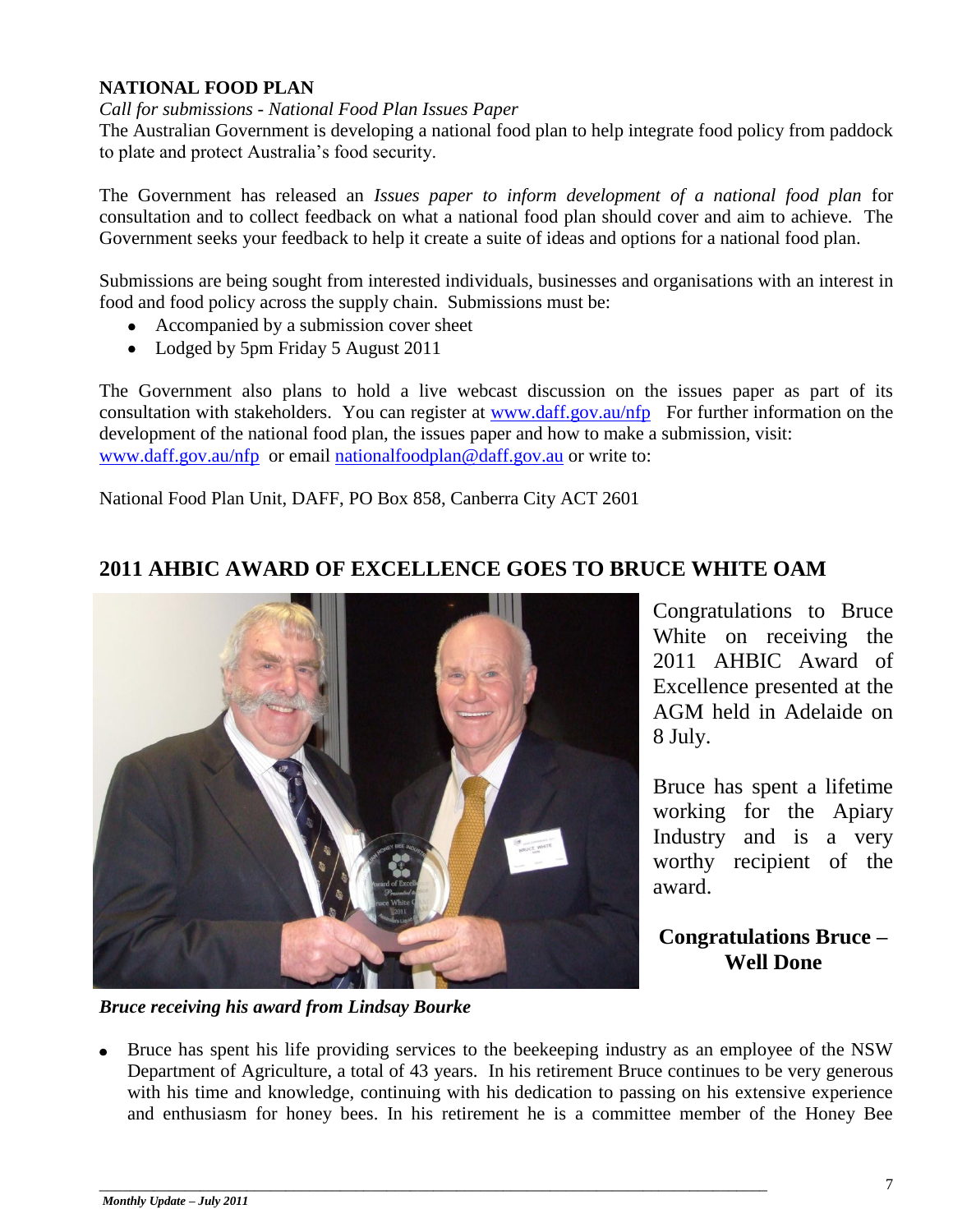## NATIONAL FOOD PLAN

*Call for submissions - National Food Plan Issues Paper*

The Australian Government is developing a national food plan to help integrate food policy from paddock to plate and protect Australia's food security.

The Government has released an *Issues paper to inform development of a national food plan* for consultation and to collect feedback on what a national food plan should cover and aim to achieve. The Government seeks your feedback to help it create a suite of ideas and options for a national food plan.

Submissions are being sought from interested individuals, businesses and organisations with an interest in food and food policy across the supply chain. Submissions must be:

- Accompanied by a submission cover sheet
- Lodged by 5pm Friday 5 August 2011

The Government also plans to hold a live webcast discussion on the issues paper as part of its consultation with stakeholders. You can register at www.daff.gov.au/nfp For further information on the development of the national food plan, the issues paper and how to make a submission, visit: www.daff.gov.au/nfp or email nationalfoodplan@daff.gov.au or write to:

National Food Plan Unit, DAFF, PO Box 858, Canberra City ACT 2601

## 2011 AHBIC AWARD OF EXCELLENCE GOES TO BRUCE WHITE OAM

Congratulations to Bruce White on receiving the 2011 AHBIC Award of Excellence presented at the AGM held in Adelaide on 8 July.

Bruce has spent a lifetime working for the Apiary Industry and is a very worthy recipient of the award.

**Congratulations Bruce – Well Done**

***Bruce receiving his award from Lindsay Bourke***

- Bruce has spent his life providing services to the beekeeping industry as an employee of the NSW Department of Agriculture, a total of 43 years. In his retirement Bruce continues to be very generous with his time and knowledge, continuing with his dedication to passing on his extensive experience and enthusiasm for honey bees. In his retirement he is a committee member of the Honey Bee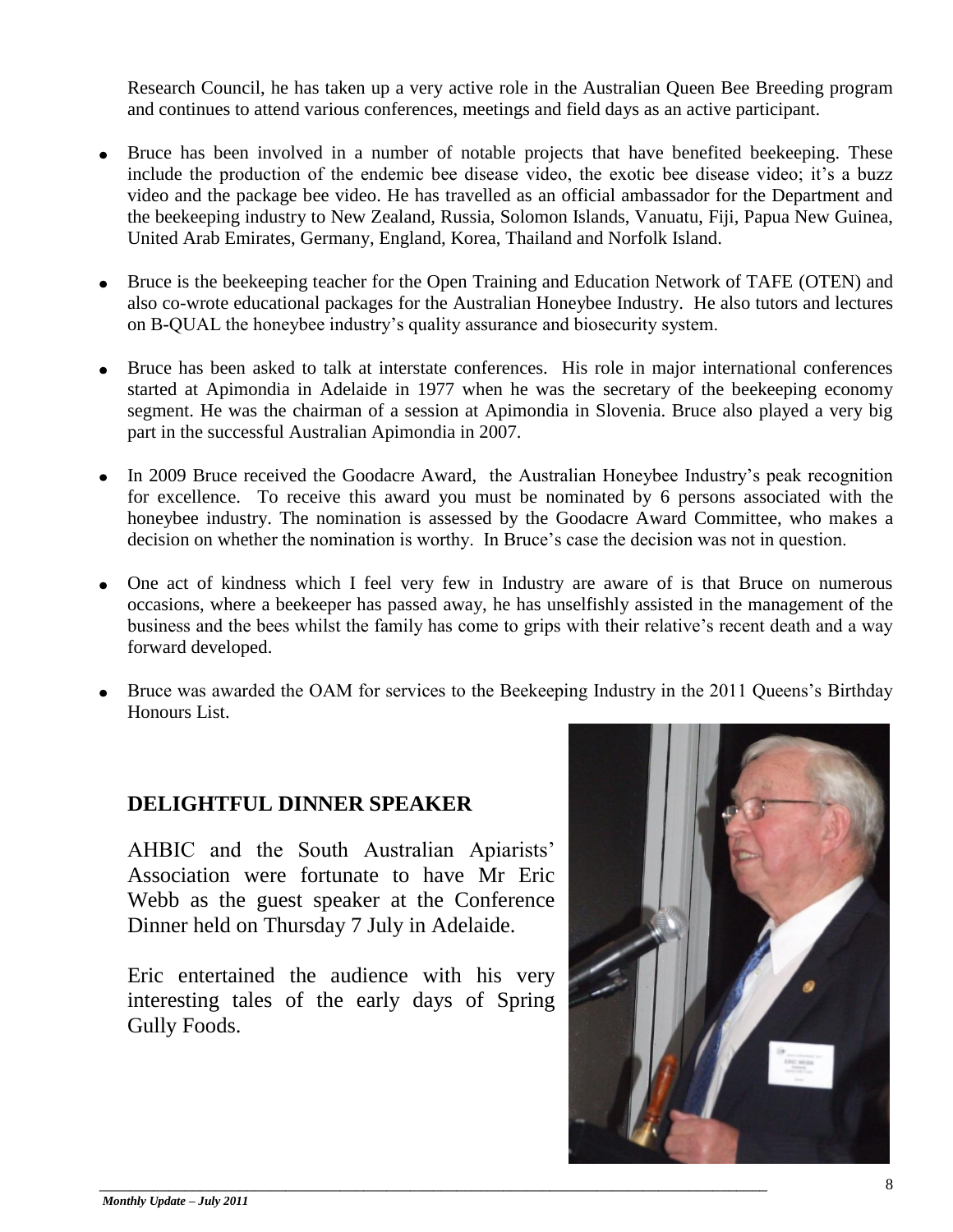Research Council, he has taken up a very active role in the Australian Queen Bee Breeding program and continues to attend various conferences, meetings and field days as an active participant.

- Bruce has been involved in a number of notable projects that have benefited beekeeping. These include the production of the endemic bee disease video, the exotic bee disease video; it's a buzz video and the package bee video. He has travelled as an official ambassador for the Department and the beekeeping industry to New Zealand, Russia, Solomon Islands, Vanuatu, Fiji, Papua New Guinea, United Arab Emirates, Germany, England, Korea, Thailand and Norfolk Island.

- Bruce is the beekeeping teacher for the Open Training and Education Network of TAFE (OTEN) and also co-wrote educational packages for the Australian Honeybee Industry. He also tutors and lectures on B-QUAL the honeybee industry's quality assurance and biosecurity system.

- Bruce has been asked to talk at interstate conferences. His role in major international conferences started at Apimondia in Adelaide in 1977 when he was the secretary of the beekeeping economy segment. He was the chairman of a session at Apimondia in Slovenia. Bruce also played a very big part in the successful Australian Apimondia in 2007.

- In 2009 Bruce received the Goodacre Award, the Australian Honeybee Industry's peak recognition for excellence. To receive this award you must be nominated by 6 persons associated with the honeybee industry. The nomination is assessed by the Goodacre Award Committee, who makes a decision on whether the nomination is worthy. In Bruce's case the decision was not in question.

- One act of kindness which I feel very few in Industry are aware of is that Bruce on numerous occasions, where a beekeeper has passed away, he has unselfishly assisted in the management of the business and the bees whilst the family has come to grips with their relative's recent death and a way forward developed.

- Bruce was awarded the OAM for services to the Beekeeping Industry in the 2011 Queens's Birthday Honours List.

## DELIGHTFUL DINNER SPEAKER

AHBIC and the South Australian Apiarists' Association were fortunate to have Mr Eric Webb as the guest speaker at the Conference Dinner held on Thursday 7 July in Adelaide.

Eric entertained the audience with his very interesting tales of the early days of Spring Gully Foods.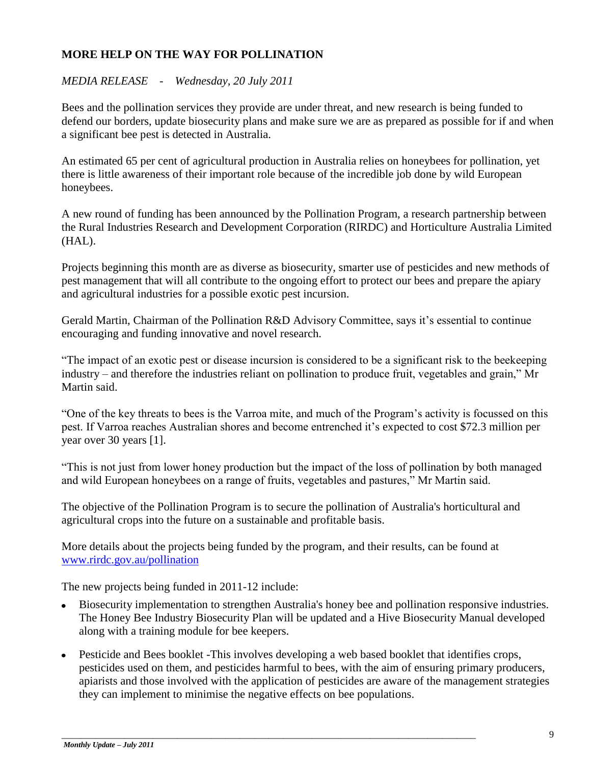## MORE HELP ON THE WAY FOR POLLINATION

*MEDIA RELEASE - Wednesday, 20 July 2011*

Bees and the pollination services they provide are under threat, and new research is being funded to defend our borders, update biosecurity plans and make sure we are as prepared as possible for if and when a significant bee pest is detected in Australia.

An estimated 65 per cent of agricultural production in Australia relies on honeybees for pollination, yet there is little awareness of their important role because of the incredible job done by wild European honeybees.

A new round of funding has been announced by the Pollination Program, a research partnership between the Rural Industries Research and Development Corporation (RIRDC) and Horticulture Australia Limited (HAL).

Projects beginning this month are as diverse as biosecurity, smarter use of pesticides and new methods of pest management that will all contribute to the ongoing effort to protect our bees and prepare the apiary and agricultural industries for a possible exotic pest incursion.

Gerald Martin, Chairman of the Pollination R&D Advisory Committee, says it's essential to continue encouraging and funding innovative and novel research.

"The impact of an exotic pest or disease incursion is considered to be a significant risk to the beekeeping industry – and therefore the industries reliant on pollination to produce fruit, vegetables and grain," Mr Martin said.

"One of the key threats to bees is the Varroa mite, and much of the Program's activity is focussed on this pest. If Varroa reaches Australian shores and become entrenched it's expected to cost $72.3 million per year over 30 years [1].

"This is not just from lower honey production but the impact of the loss of pollination by both managed and wild European honeybees on a range of fruits, vegetables and pastures," Mr Martin said.

The objective of the Pollination Program is to secure the pollination of Australia's horticultural and agricultural crops into the future on a sustainable and profitable basis.

More details about the projects being funded by the program, and their results, can be found at [www.rirdc.gov.au/pollination](http://www.rirdc.gov.au/pollination)

The new projects being funded in 2011-12 include:

- Biosecurity implementation to strengthen Australia's honey bee and pollination responsive industries. The Honey Bee Industry Biosecurity Plan will be updated and a Hive Biosecurity Manual developed along with a training module for bee keepers.
- Pesticide and Bees booklet -This involves developing a web based booklet that identifies crops, pesticides used on them, and pesticides harmful to bees, with the aim of ensuring primary producers, apiarists and those involved with the application of pesticides are aware of the management strategies they can implement to minimise the negative effects on bee populations.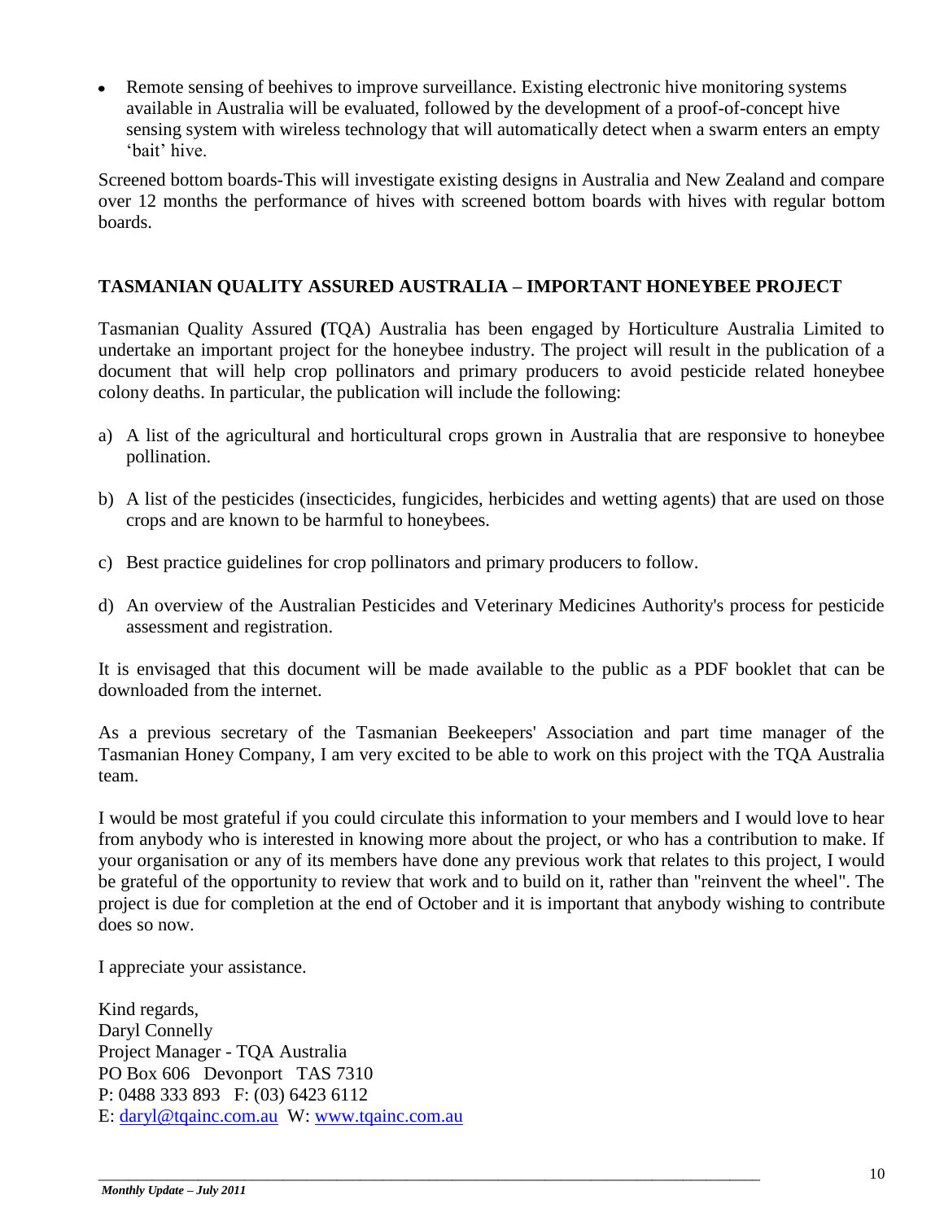- Remote sensing of beehives to improve surveillance. Existing electronic hive monitoring systems available in Australia will be evaluated, followed by the development of a proof-of-concept hive sensing system with wireless technology that will automatically detect when a swarm enters an empty 'bait' hive.

Screened bottom boards-This will investigate existing designs in Australia and New Zealand and compare over 12 months the performance of hives with screened bottom boards with hives with regular bottom boards.

## TASMANIAN QUALITY ASSURED AUSTRALIA – IMPORTANT HONEYBEE PROJECT

Tasmanian Quality Assured **(**TQA) Australia has been engaged by Horticulture Australia Limited to undertake an important project for the honeybee industry. The project will result in the publication of a document that will help crop pollinators and primary producers to avoid pesticide related honeybee colony deaths. In particular, the publication will include the following:

a) A list of the agricultural and horticultural crops grown in Australia that are responsive to honeybee pollination.

b) A list of the pesticides (insecticides, fungicides, herbicides and wetting agents) that are used on those crops and are known to be harmful to honeybees.

c) Best practice guidelines for crop pollinators and primary producers to follow.

d) An overview of the Australian Pesticides and Veterinary Medicines Authority's process for pesticide assessment and registration.

It is envisaged that this document will be made available to the public as a PDF booklet that can be downloaded from the internet.

As a previous secretary of the Tasmanian Beekeepers' Association and part time manager of the Tasmanian Honey Company, I am very excited to be able to work on this project with the TQA Australia team.

I would be most grateful if you could circulate this information to your members and I would love to hear from anybody who is interested in knowing more about the project, or who has a contribution to make. If your organisation or any of its members have done any previous work that relates to this project, I would be grateful of the opportunity to review that work and to build on it, rather than "reinvent the wheel". The project is due for completion at the end of October and it is important that anybody wishing to contribute does so now.

I appreciate your assistance.

Kind regards,
Daryl Connelly
Project Manager - TQA Australia
PO Box 606 Devonport TAS 7310
P: 0488 333 893 F: (03) 6423 6112
E: daryl@tqainc.com.au W: www.tqainc.com.au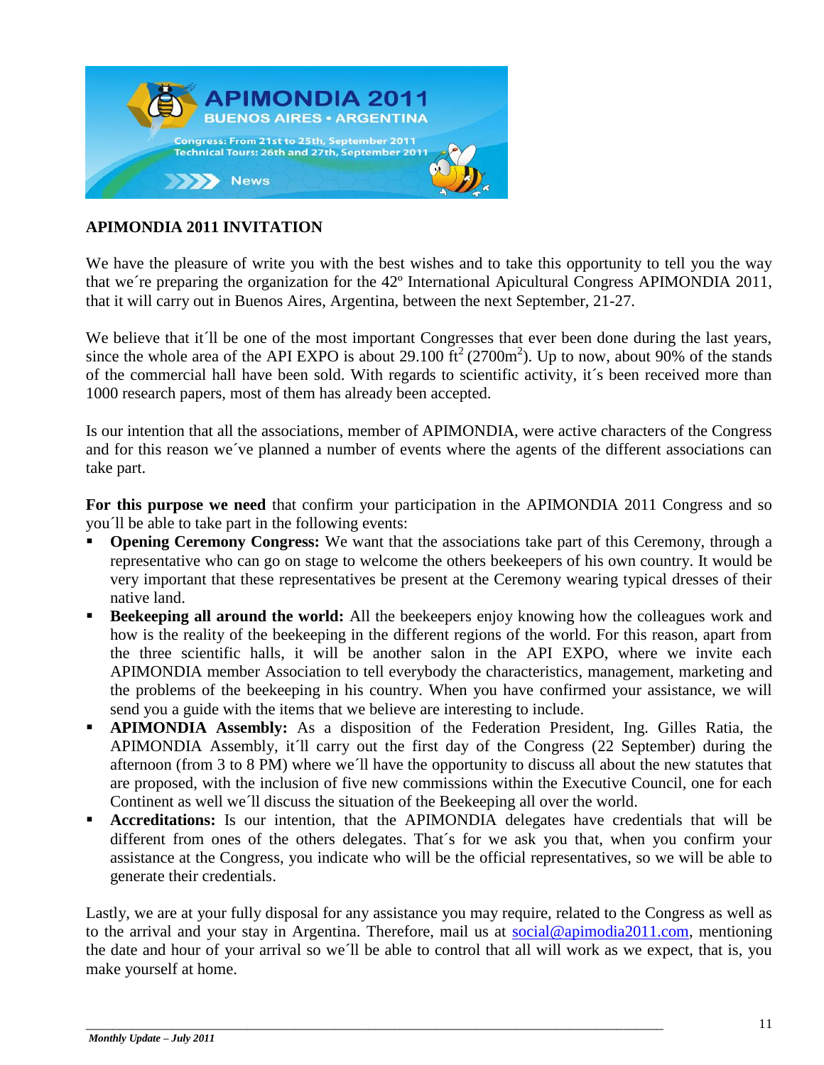APIMONDIA 2011
BUENOS AIRES • ARGENTINA
Congress: From 21st to 25th, September 2011
Technical Tours: 26th and 27th, September 2011
News

**APIMONDIA 2011 INVITATION**

We have the pleasure of write you with the best wishes and to take this opportunity to tell you the way that we´re preparing the organization for the 42º International Apicultural Congress APIMONDIA 2011, that it will carry out in Buenos Aires, Argentina, between the next September, 21-27.

We believe that it´ll be one of the most important Congresses that ever been done during the last years, since the whole area of the API EXPO is about 29.100 $ft^2$ ($2700m^2$). Up to now, about 90% of the stands of the commercial hall have been sold. With regards to scientific activity, it´s been received more than 1000 research papers, most of them has already been accepted.

Is our intention that all the associations, member of APIMONDIA, were active characters of the Congress and for this reason we´ve planned a number of events where the agents of the different associations can take part.

**For this purpose we need** that confirm your participation in the APIMONDIA 2011 Congress and so you´ll be able to take part in the following events:

- **Opening Ceremony Congress:** We want that the associations take part of this Ceremony, through a representative who can go on stage to welcome the others beekeepers of his own country. It would be very important that these representatives be present at the Ceremony wearing typical dresses of their native land.
- **Beekeeping all around the world:** All the beekeepers enjoy knowing how the colleagues work and how is the reality of the beekeeping in the different regions of the world. For this reason, apart from the three scientific halls, it will be another salon in the API EXPO, where we invite each APIMONDIA member Association to tell everybody the characteristics, management, marketing and the problems of the beekeeping in his country. When you have confirmed your assistance, we will send you a guide with the items that we believe are interesting to include.
- **APIMONDIA Assembly:** As a disposition of the Federation President, Ing. Gilles Ratia, the APIMONDIA Assembly, it´ll carry out the first day of the Congress (22 September) during the afternoon (from 3 to 8 PM) where we´ll have the opportunity to discuss all about the new statutes that are proposed, with the inclusion of five new commissions within the Executive Council, one for each Continent as well we´ll discuss the situation of the Beekeeping all over the world.
- **Accreditations:** Is our intention, that the APIMONDIA delegates have credentials that will be different from ones of the others delegates. That´s for we ask you that, when you confirm your assistance at the Congress, you indicate who will be the official representatives, so we will be able to generate their credentials.

Lastly, we are at your fully disposal for any assistance you may require, related to the Congress as well as to the arrival and your stay in Argentina. Therefore, mail us at social@apimodia2011.com, mentioning the date and hour of your arrival so we´ll be able to control that all will work as we expect, that is, you make yourself at home.